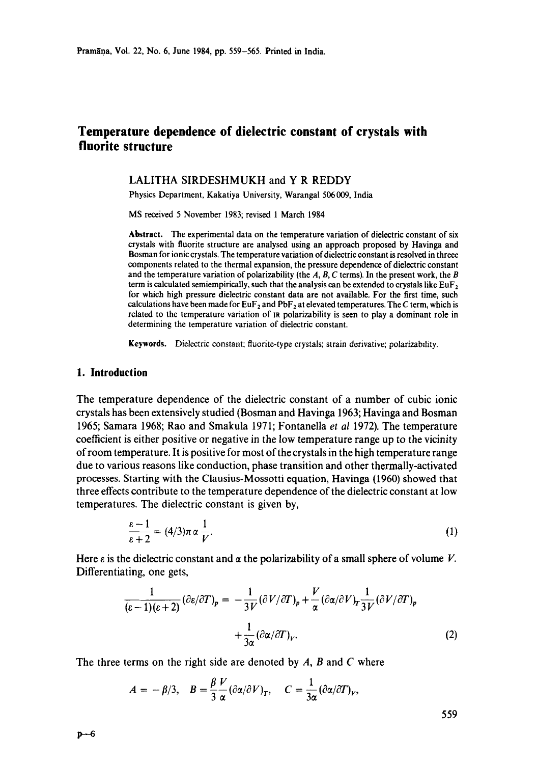# Temperature dependence of dielectric constant of crystals with fluorite structure

LALITHA SIRDESHMUKH and Y R REDDY

Physics Department, Kakatiya University, Warangal 506009, India

MS received 5 November 1983; revised 1 March 1984

**Abstract.** The experimental data on the temperature variation of dielectric constant of six crystals with fluorite structure are analysed using an approach proposed by Havinga and Bosman for ionic crystals. The temperature variation of dielectric constant is resolved in threee components related to the thermal expansion, the pressure dependence of dielectric constant and the temperature variation of polarizability (the $A$, $B$, $C$ terms). In the present work, the $B$ term is calculated semiempirically, such that the analysis can be extended to crystals like $EuF_2$ for which high pressure dielectric constant data are not available. For the first time, such calculations have been made for $EuF_2$ and $PbF_2$ at elevated temperatures. The $C$ term, which is related to the temperature variation of IR polarizability is seen to play a dominant role in determining the temperature variation of dielectric constant.

**Keywords.** Dielectric constant; fluorite-type crystals; strain derivative; polarizability.

## 1. Introduction

The temperature dependence of the dielectric constant of a number of cubic ionic crystals has been extensively studied (Bosman and Havinga 1963; Havinga and Bosman 1965; Samara 1968; Rao and Smakula 1971; Fontanella *et al* 1972). The temperature coefficient is either positive or negative in the low temperature range up to the vicinity of room temperature. It is positive for most of the crystals in the high temperature range due to various reasons like conduction, phase transition and other thermally-activated processes. Starting with the Clausius-Mossotti equation, Havinga (1960) showed that three effects contribute to the temperature dependence of the dielectric constant at low temperatures. The dielectric constant is given by,

$$\frac{\varepsilon - 1}{\varepsilon + 2} = (4/3)\pi\alpha\frac{1}{V}. \tag{1}$$

Here $\varepsilon$ is the dielectric constant and $\alpha$ the polarizability of a small sphere of volume $V$. Differentiating, one gets,

$$\frac{1}{(\varepsilon - 1)(\varepsilon + 2)}(\partial\varepsilon/\partial T)_p = -\frac{1}{3V}(\partial V/\partial T)_p + \frac{V}{\alpha}(\partial\alpha/\partial V)_T\frac{1}{3V}(\partial V/\partial T)_p + \frac{1}{3\alpha}(\partial\alpha/\partial T)_V. \tag{2}$$

The three terms on the right side are denoted by $A$, $B$ and $C$ where

$$A = -\beta/3, \quad B = \frac{\beta}{3}\frac{V}{\alpha}(\partial\alpha/\partial V)_T, \quad C = \frac{1}{3\alpha}(\partial\alpha/\partial T)_V,$$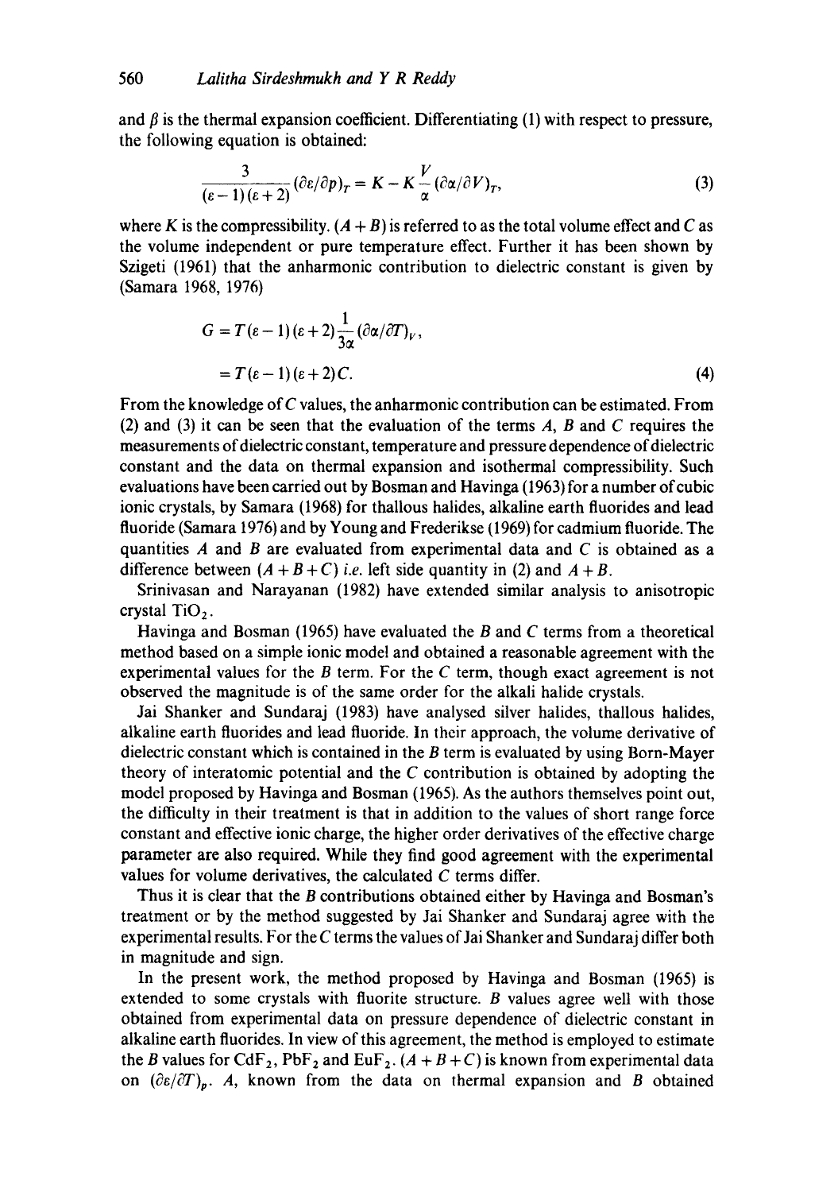and $\beta$ is the thermal expansion coefficient. Differentiating (1) with respect to pressure, the following equation is obtained:

$$\frac{3}{(\varepsilon-1)(\varepsilon+2)}(\partial\varepsilon/\partial p)_T = K - K\frac{V}{\alpha}(\partial\alpha/\partial V)_T, \tag{3}$$

where $K$ is the compressibility. $(A+B)$ is referred to as the total volume effect and $C$ as the volume independent or pure temperature effect. Further it has been shown by Szigeti (1961) that the anharmonic contribution to dielectric constant is given by (Samara 1968, 1976)

$$\begin{aligned} G &= T(\varepsilon-1)(\varepsilon+2)\frac{1}{3\alpha}(\partial\alpha/\partial T)_V, \\ &= T(\varepsilon-1)(\varepsilon+2)C. \end{aligned} \tag{4}$$

From the knowledge of $C$ values, the anharmonic contribution can be estimated. From (2) and (3) it can be seen that the evaluation of the terms $A$, $B$ and $C$ requires the measurements of dielectric constant, temperature and pressure dependence of dielectric constant and the data on thermal expansion and isothermal compressibility. Such evaluations have been carried out by Bosman and Havinga (1963) for a number of cubic ionic crystals, by Samara (1968) for thallous halides, alkaline earth fluorides and lead fluoride (Samara 1976) and by Young and Frederikse (1969) for cadmium fluoride. The quantities $A$ and $B$ are evaluated from experimental data and $C$ is obtained as a difference between $(A+B+C)$ *i.e.* left side quantity in (2) and $A+B$.

Srinivasan and Narayanan (1982) have extended similar analysis to anisotropic crystal $TiO_2$.

Havinga and Bosman (1965) have evaluated the $B$ and $C$ terms from a theoretical method based on a simple ionic model and obtained a reasonable agreement with the experimental values for the $B$ term. For the $C$ term, though exact agreement is not observed the magnitude is of the same order for the alkali halide crystals.

Jai Shanker and Sundaraj (1983) have analysed silver halides, thallous halides, alkaline earth fluorides and lead fluoride. In their approach, the volume derivative of dielectric constant which is contained in the $B$ term is evaluated by using Born-Mayer theory of interatomic potential and the $C$ contribution is obtained by adopting the model proposed by Havinga and Bosman (1965). As the authors themselves point out, the difficulty in their treatment is that in addition to the values of short range force constant and effective ionic charge, the higher order derivatives of the effective charge parameter are also required. While they find good agreement with the experimental values for volume derivatives, the calculated $C$ terms differ.

Thus it is clear that the $B$ contributions obtained either by Havinga and Bosman's treatment or by the method suggested by Jai Shanker and Sundaraj agree with the experimental results. For the $C$ terms the values of Jai Shanker and Sundaraj differ both in magnitude and sign.

In the present work, the method proposed by Havinga and Bosman (1965) is extended to some crystals with fluorite structure. $B$ values agree well with those obtained from experimental data on pressure dependence of dielectric constant in alkaline earth fluorides. In view of this agreement, the method is employed to estimate the $B$ values for $CdF_2$, $PbF_2$ and $EuF_2$. $(A+B+C)$ is known from experimental data on $(\partial\varepsilon/\partial T)_p$. $A$, known from the data on thermal expansion and $B$ obtained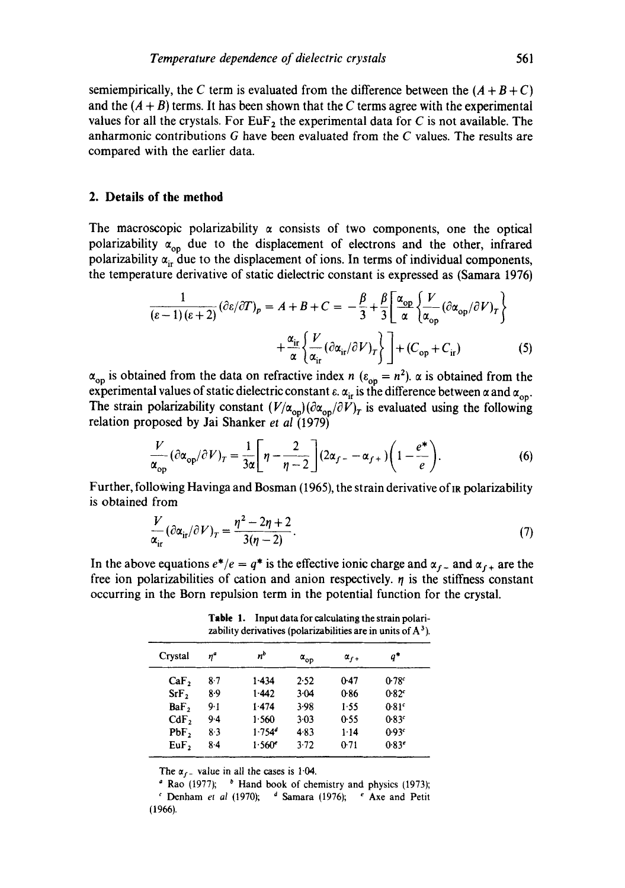semiempirically, the $C$ term is evaluated from the difference between the $(A+B+C)$ and the $(A+B)$ terms. It has been shown that the $C$ terms agree with the experimental values for all the crystals. For $EuF_2$ the experimental data for $C$ is not available. The anharmonic contributions $G$ have been evaluated from the $C$ values. The results are compared with the earlier data.

## 2. Details of the method

The macroscopic polarizability $\alpha$ consists of two components, one the optical polarizability $\alpha_{op}$ due to the displacement of electrons and the other, infrared polarizability $\alpha_{ir}$ due to the displacement of ions. In terms of individual components, the temperature derivative of static dielectric constant is expressed as (Samara 1976)

$$\frac{1}{(\varepsilon-1)(\varepsilon+2)}(\partial\varepsilon/\partial T)_p = A+B+C = -\frac{\beta}{3}+\frac{\beta}{3}\left[\frac{\alpha_{op}}{\alpha}\left\{\frac{V}{\alpha_{op}}(\partial\alpha_{op}/\partial V)_T\right\} + \frac{\alpha_{ir}}{\alpha}\left\{\frac{V}{\alpha_{ir}}(\partial\alpha_{ir}/\partial V)_T\right\}\right]+(C_{op}+C_{ir}) \tag{5}$$

$\alpha_{op}$ is obtained from the data on refractive index $n$ ($\varepsilon_{op}=n^2$). $\alpha$ is obtained from the experimental values of static dielectric constant $\varepsilon$. $\alpha_{ir}$ is the difference between $\alpha$ and $\alpha_{op}$. The strain polarizability constant $(V/\alpha_{op})(\partial\alpha_{op}/\partial V)_T$ is evaluated using the following relation proposed by Jai Shanker *et al* (1979)

$$\frac{V}{\alpha_{op}}(\partial\alpha_{op}/\partial V)_T = \frac{1}{3\alpha}\left[\eta - \frac{2}{\eta-2}\right](2\alpha_{f-} - \alpha_{f+})\left(1-\frac{e^*}{e}\right). \tag{6}$$

Further, following Havinga and Bosman (1965), the strain derivative of IR polarizability is obtained from

$$\frac{V}{\alpha_{ir}}(\partial\alpha_{ir}/\partial V)_T = \frac{\eta^2-2\eta+2}{3(\eta-2)}. \tag{7}$$

In the above equations $e^*/e = q^*$ is the effective ionic charge and $\alpha_{f-}$ and $\alpha_{f+}$ are the free ion polarizabilities of cation and anion respectively. $\eta$ is the stiffness constant occurring in the Born repulsion term in the potential function for the crystal.

**Table 1.** Input data for calculating the strain polarizability derivatives (polarizabilities are in units of Å$^3$).

| Crystal | $\eta$[a] | $n$[b] | $\alpha_{op}$ | $\alpha_{f+}$ | $q^*$ |
|---|---|---|---|---|---|
| $CaF_2$ | 8·7 | 1·434 | 2·52 | 0·47 | 0·78[c] |
| $SrF_2$ | 8·9 | 1·442 | 3·04 | 0·86 | 0·82[c] |
| $BaF_2$ | 9·1 | 1·474 | 3·98 | 1·55 | 0·81[c] |
| $CdF_2$ | 9·4 | 1·560 | 3·03 | 0·55 | 0·83[c] |
| $PbF_2$ | 8·3 | 1·754[d] | 4·83 | 1·14 | 0·93[c] |
| $EuF_2$ | 8·4 | 1·560[e] | 3·72 | 0·71 | 0·83[e] |

The $\alpha_{f-}$ value in all the cases is 1·04.

[a] Rao (1977); [b] Hand book of chemistry and physics (1973); [c] Denham *et al* (1970); [d] Samara (1976); [e] Axe and Petit (1966).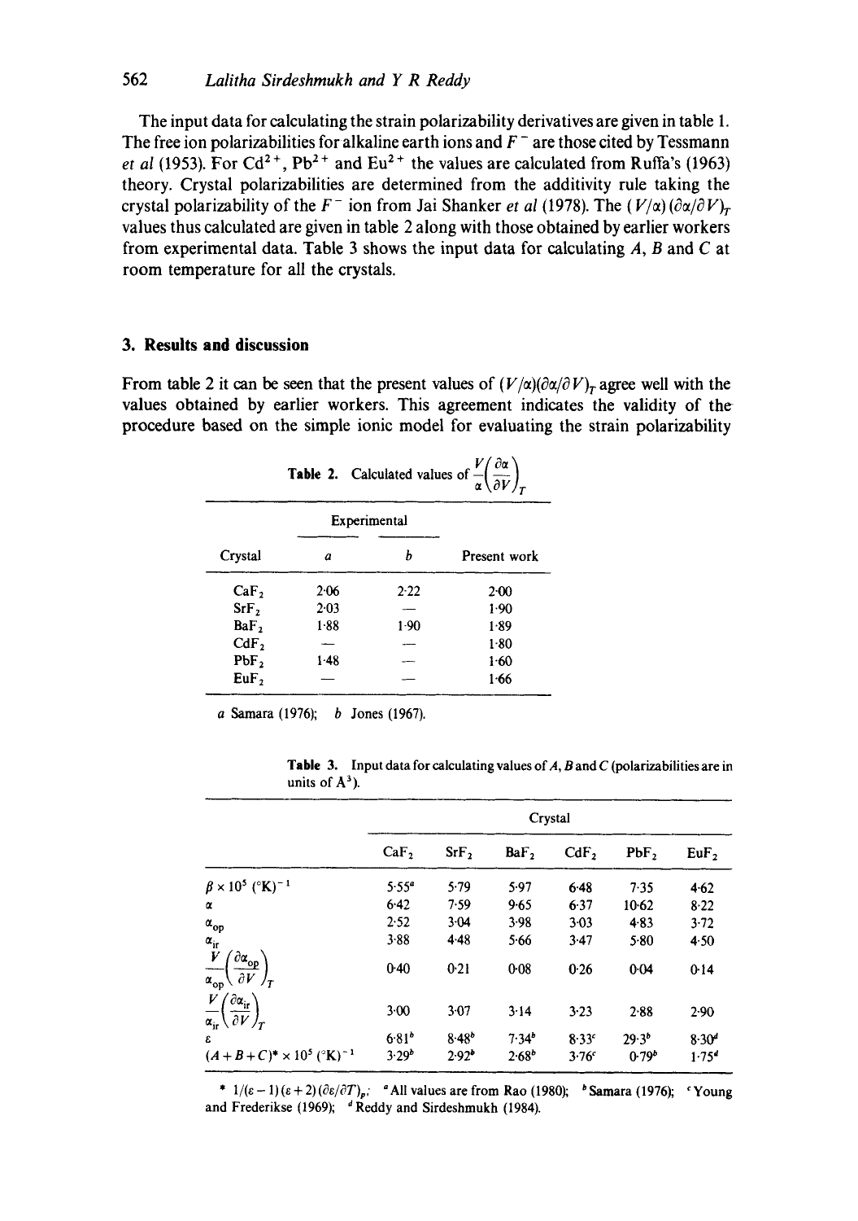The input data for calculating the strain polarizability derivatives are given in table 1. The free ion polarizabilities for alkaline earth ions and $F^-$ are those cited by Tessmann *et al* (1953). For $Cd^{2+}$, $Pb^{2+}$ and $Eu^{2+}$ the values are calculated from Ruffa's (1963) theory. Crystal polarizabilities are determined from the additivity rule taking the crystal polarizability of the $F^-$ ion from Jai Shanker *et al* (1978). The $(V/\alpha)(\partial\alpha/\partial V)_T$ values thus calculated are given in table 2 along with those obtained by earlier workers from experimental data. Table 3 shows the input data for calculating $A$, $B$ and $C$ at room temperature for all the crystals.

## 3. Results and discussion

From table 2 it can be seen that the present values of $(V/\alpha)(\partial\alpha/\partial V)_T$ agree well with the values obtained by earlier workers. This agreement indicates the validity of the procedure based on the simple ionic model for evaluating the strain polarizability

**Table 2.** Calculated values of $\dfrac{V}{\alpha}\left(\dfrac{\partial\alpha}{\partial V}\right)_T$

| Crystal | Experimental | | Present work |
|---|---|---|---|
| | *a* | *b* | |
| $CaF_2$ | 2·06 | 2·22 | 2·00 |
| $SrF_2$ | 2·03 | — | 1·90 |
| $BaF_2$ | 1·88 | 1·90 | 1·89 |
| $CdF_2$ | — | — | 1·80 |
| $PbF_2$ | 1·48 | — | 1·60 |
| $EuF_2$ | — | — | 1·66 |

*a* Samara (1976); *b* Jones (1967).

**Table 3.** Input data for calculating values of $A$, $B$ and $C$ (polarizabilities are in units of $Å^3$).

| | Crystal | | | | | |
|---|---|---|---|---|---|---|
| | $CaF_2$ | $SrF_2$ | $BaF_2$ | $CdF_2$ | $PbF_2$ | $EuF_2$ |
| $\beta \times 10^5$ (°K)$^{-1}$ | 5·55[a] | 5·79 | 5·97 | 6·48 | 7·35 | 4·62 |
| $\alpha$ | 6·42 | 7·59 | 9·65 | 6·37 | 10·62 | 8·22 |
| $\alpha_{op}$ | 2·52 | 3·04 | 3·98 | 3·03 | 4·83 | 3·72 |
| $\alpha_{ir}$ | 3·88 | 4·48 | 5·66 | 3·47 | 5·80 | 4·50 |
| $\dfrac{V}{\alpha_{op}}\left(\dfrac{\partial\alpha_{op}}{\partial V}\right)_T$ | 0·40 | 0·21 | 0·08 | 0·26 | 0·04 | 0·14 |
| $\dfrac{V}{\alpha_{ir}}\left(\dfrac{\partial\alpha_{ir}}{\partial V}\right)_T$ | 3·00 | 3·07 | 3·14 | 3·23 | 2·88 | 2·90 |
| $\varepsilon$ | 6·81[b] | 8·48[b] | 7·34[b] | 8·33[c] | 29·3[b] | 8·30[d] |
| $(A+B+C)^* \times 10^5$ (°K)$^{-1}$ | 3·29[b] | 2·92[b] | 2·68[b] | 3·76[c] | 0·79[b] | 1·75[d] |

\* $1/(\varepsilon-1)(\varepsilon+2)(\partial\varepsilon/\partial T)_p$; [a] All values are from Rao (1980); [b] Samara (1976); [c] Young and Frederikse (1969); [d] Reddy and Sirdeshmukh (1984).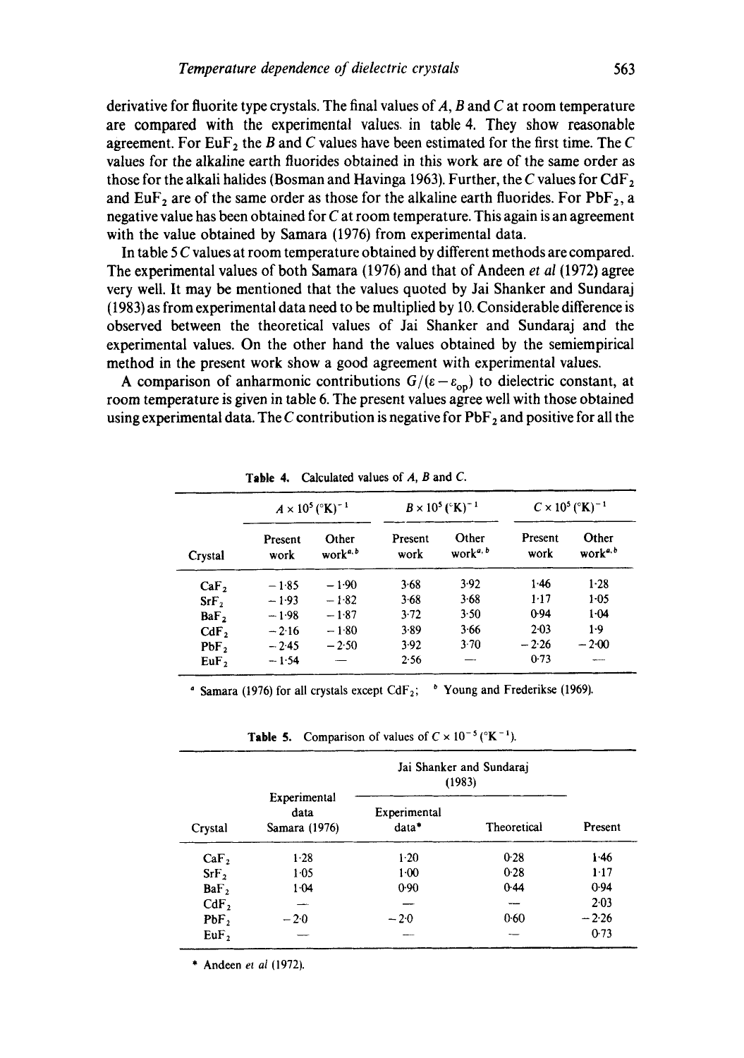derivative for fluorite type crystals. The final values of $A$, $B$ and $C$ at room temperature are compared with the experimental values in table 4. They show reasonable agreement. For $EuF_2$ the $B$ and $C$ values have been estimated for the first time. The $C$ values for the alkaline earth fluorides obtained in this work are of the same order as those for the alkali halides (Bosman and Havinga 1963). Further, the $C$ values for $CdF_2$ and $EuF_2$ are of the same order as those for the alkaline earth fluorides. For $PbF_2$, a negative value has been obtained for $C$ at room temperature. This again is an agreement with the value obtained by Samara (1976) from experimental data.

In table 5 $C$ values at room temperature obtained by different methods are compared. The experimental values of both Samara (1976) and that of Andeen *et al* (1972) agree very well. It may be mentioned that the values quoted by Jai Shanker and Sundaraj (1983) as from experimental data need to be multiplied by 10. Considerable difference is observed between the theoretical values of Jai Shanker and Sundaraj and the experimental values. On the other hand the values obtained by the semiempirical method in the present work show a good agreement with experimental values.

A comparison of anharmonic contributions $G/(\varepsilon - \varepsilon_{op})$ to dielectric constant, at room temperature is given in table 6. The present values agree well with those obtained using experimental data. The $C$ contribution is negative for $PbF_2$ and positive for all the

**Table 4.** Calculated values of $A$, $B$ and $C$.

| Crystal | $A \times 10^5\,(^\circ K)^{-1}$ | | $B \times 10^5\,(^\circ K)^{-1}$ | | $C \times 10^5\,(^\circ K)^{-1}$ | |
|---|---|---|---|---|---|---|
| | Present work | Other work[a,b] | Present work | Other work[a,b] | Present work | Other work[a,b] |
| $CaF_2$ | −1·85 | −1·90 | 3·68 | 3·92 | 1·46 | 1·28 |
| $SrF_2$ | −1·93 | −1·82 | 3·68 | 3·68 | 1·17 | 1·05 |
| $BaF_2$ | −1·98 | −1·87 | 3·72 | 3·50 | 0·94 | 1·04 |
| $CdF_2$ | −2·16 | −1·80 | 3·89 | 3·66 | 2·03 | 1·9 |
| $PbF_2$ | −2·45 | −2·50 | 3·92 | 3·70 | −2·26 | −2·00 |
| $EuF_2$ | −1·54 | — | 2·56 | — | 0·73 | — |

[a] Samara (1976) for all crystals except $CdF_2$; [b] Young and Frederikse (1969).

**Table 5.** Comparison of values of $C \times 10^{-5}\,(^\circ K^{-1})$.

| Crystal | Experimental data Samara (1976) | Jai Shanker and Sundaraj (1983) Experimental data* | Jai Shanker and Sundaraj (1983) Theoretical | Present |
|---|---|---|---|---|
| $CaF_2$ | 1·28 | 1·20 | 0·28 | 1·46 |
| $SrF_2$ | 1·05 | 1·00 | 0·28 | 1·17 |
| $BaF_2$ | 1·04 | 0·90 | 0·44 | 0·94 |
| $CdF_2$ | — | — | — | 2·03 |
| $PbF_2$ | −2·0 | −2·0 | 0·60 | −2·26 |
| $EuF_2$ | — | — | — | 0·73 |

\* Andeen *et al* (1972).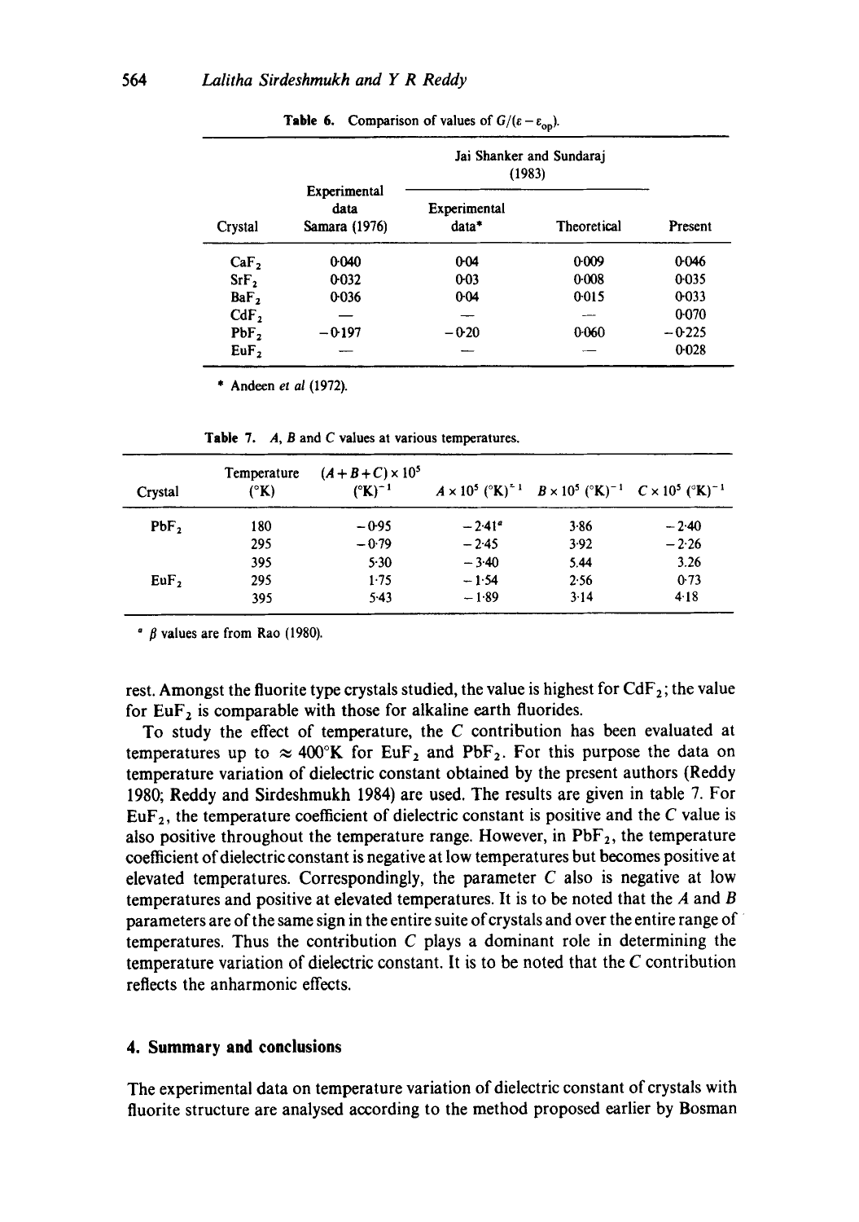**Table 6.** Comparison of values of $G/(\varepsilon - \varepsilon_{op})$.

| Crystal | Experimental data Samara (1976) | Jai Shanker and Sundaraj (1983) | | Present |
|---|---|---|---|---|
| | | Experimental data* | Theoretical | |
| $CaF_2$ | 0·040 | 0·04 | 0·009 | 0·046 |
| $SrF_2$ | 0·032 | 0·03 | 0·008 | 0·035 |
| $BaF_2$ | 0·036 | 0·04 | 0·015 | 0·033 |
| $CdF_2$ | — | — | — | 0·070 |
| $PbF_2$ | −0·197 | −0·20 | 0·060 | −0·225 |
| $EuF_2$ | — | — | — | 0·028 |

\* Andeen *et al* (1972).

**Table 7.** $A$, $B$ and $C$ values at various temperatures.

| Crystal | Temperature (°K) | $(A+B+C)\times 10^5$ $(°K)^{-1}$ | $A\times 10^5$ $(°K)^{-1}$ | $B\times 10^5$ $(°K)^{-1}$ | $C\times 10^5$ $(°K)^{-1}$ |
|---|---|---|---|---|---|
| $PbF_2$ | 180 | −0·95 | −2·41[a] | 3·86 | −2·40 |
| | 295 | −0·79 | −2·45 | 3·92 | −2·26 |
| | 395 | 5·30 | −3·40 | 5·44 | 3·26 |
| $EuF_2$ | 295 | 1·75 | −1·54 | 2·56 | 0·73 |
| | 395 | 5·43 | −1·89 | 3·14 | 4·18 |

[a] $\beta$ values are from Rao (1980).

rest. Amongst the fluorite type crystals studied, the value is highest for $CdF_2$; the value for $EuF_2$ is comparable with those for alkaline earth fluorides.

To study the effect of temperature, the $C$ contribution has been evaluated at temperatures up to $\approx 400°K$ for $EuF_2$ and $PbF_2$. For this purpose the data on temperature variation of dielectric constant obtained by the present authors (Reddy 1980; Reddy and Sirdeshmukh 1984) are used. The results are given in table 7. For $EuF_2$, the temperature coefficient of dielectric constant is positive and the $C$ value is also positive throughout the temperature range. However, in $PbF_2$, the temperature coefficient of dielectric constant is negative at low temperatures but becomes positive at elevated temperatures. Correspondingly, the parameter $C$ also is negative at low temperatures and positive at elevated temperatures. It is to be noted that the $A$ and $B$ parameters are of the same sign in the entire suite of crystals and over the entire range of temperatures. Thus the contribution $C$ plays a dominant role in determining the temperature variation of dielectric constant. It is to be noted that the $C$ contribution reflects the anharmonic effects.

## 4. Summary and conclusions

The experimental data on temperature variation of dielectric constant of crystals with fluorite structure are analysed according to the method proposed earlier by Bosman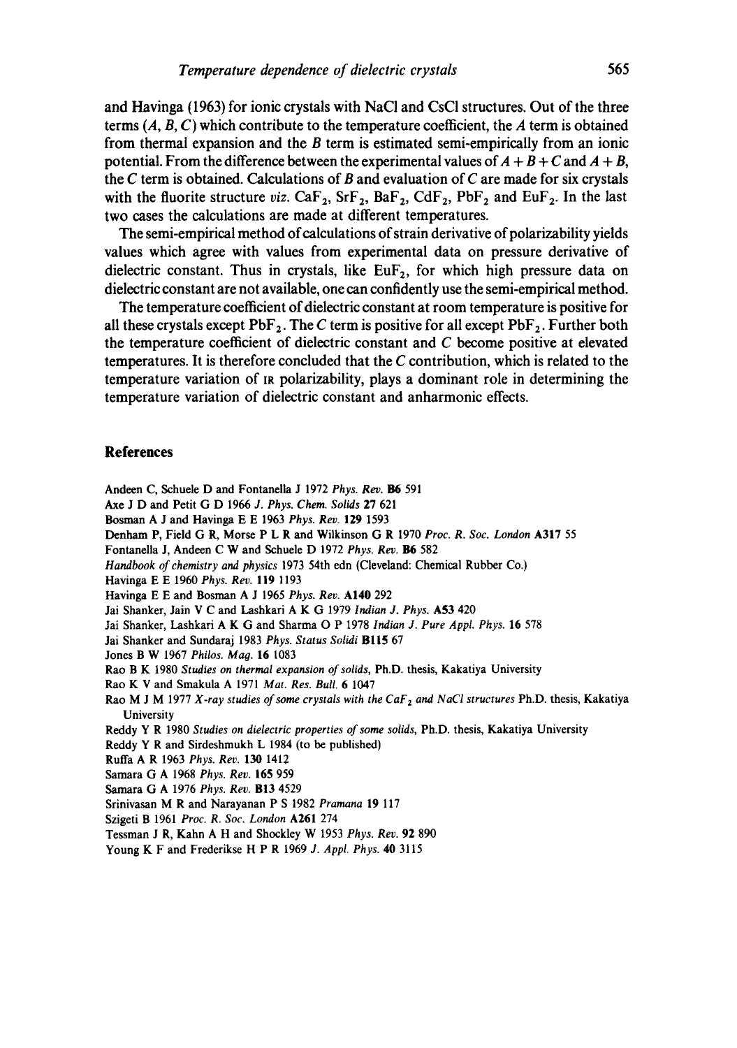and Havinga (1963) for ionic crystals with NaCl and CsCl structures. Out of the three terms ($A$, $B$, $C$) which contribute to the temperature coefficient, the $A$ term is obtained from thermal expansion and the $B$ term is estimated semi-empirically from an ionic potential. From the difference between the experimental values of $A + B + C$ and $A + B$, the $C$ term is obtained. Calculations of $B$ and evaluation of $C$ are made for six crystals with the fluorite structure *viz.* $CaF_2$, $SrF_2$, $BaF_2$, $CdF_2$, $PbF_2$ and $EuF_2$. In the last two cases the calculations are made at different temperatures.

The semi-empirical method of calculations of strain derivative of polarizability yields values which agree with values from experimental data on pressure derivative of dielectric constant. Thus in crystals, like $EuF_2$, for which high pressure data on dielectric constant are not available, one can confidently use the semi-empirical method.

The temperature coefficient of dielectric constant at room temperature is positive for all these crystals except $PbF_2$. The $C$ term is positive for all except $PbF_2$. Further both the temperature coefficient of dielectric constant and $C$ become positive at elevated temperatures. It is therefore concluded that the $C$ contribution, which is related to the temperature variation of IR polarizability, plays a dominant role in determining the temperature variation of dielectric constant and anharmonic effects.

## References

Andeen C, Schuele D and Fontanella J 1972 *Phys. Rev.* **B6** 591

Axe J D and Petit G D 1966 *J. Phys. Chem. Solids* **27** 621

Bosman A J and Havinga E E 1963 *Phys. Rev.* **129** 1593

Denham P, Field G R, Morse P L R and Wilkinson G R 1970 *Proc. R. Soc. London* **A317** 55

Fontanella J, Andeen C W and Schuele D 1972 *Phys. Rev.* **B6** 582

*Handbook of chemistry and physics* 1973 54th edn (Cleveland: Chemical Rubber Co.)

Havinga E E 1960 *Phys. Rev.* **119** 1193

Havinga E E and Bosman A J 1965 *Phys. Rev.* **A140** 292

Jai Shanker, Jain V C and Lashkari A K G 1979 *Indian J. Phys.* **A53** 420

Jai Shanker, Lashkari A K G and Sharma O P 1978 *Indian J. Pure Appl. Phys.* **16** 578

Jai Shanker and Sundaraj 1983 *Phys. Status Solidi* **B115** 67

Jones B W 1967 *Philos. Mag.* **16** 1083

Rao B K 1980 *Studies on thermal expansion of solids*, Ph.D. thesis, Kakatiya University

Rao K V and Smakula A 1971 *Mat. Res. Bull.* **6** 1047

Rao M J M 1977 *X-ray studies of some crystals with the $CaF_2$ and NaCl structures* Ph.D. thesis, Kakatiya University

Reddy Y R 1980 *Studies on dielectric properties of some solids*, Ph.D. thesis, Kakatiya University

Reddy Y R and Sirdeshmukh L 1984 (to be published)

Ruffa A R 1963 *Phys. Rev.* **130** 1412

Samara G A 1968 *Phys. Rev.* **165** 959

Samara G A 1976 *Phys. Rev.* **B13** 4529

Srinivasan M R and Narayanan P S 1982 *Pramana* **19** 117

Szigeti B 1961 *Proc. R. Soc. London* **A261** 274

Tessman J R, Kahn A H and Shockley W 1953 *Phys. Rev.* **92** 890

Young K F and Frederikse H P R 1969 *J. Appl. Phys.* **40** 3115